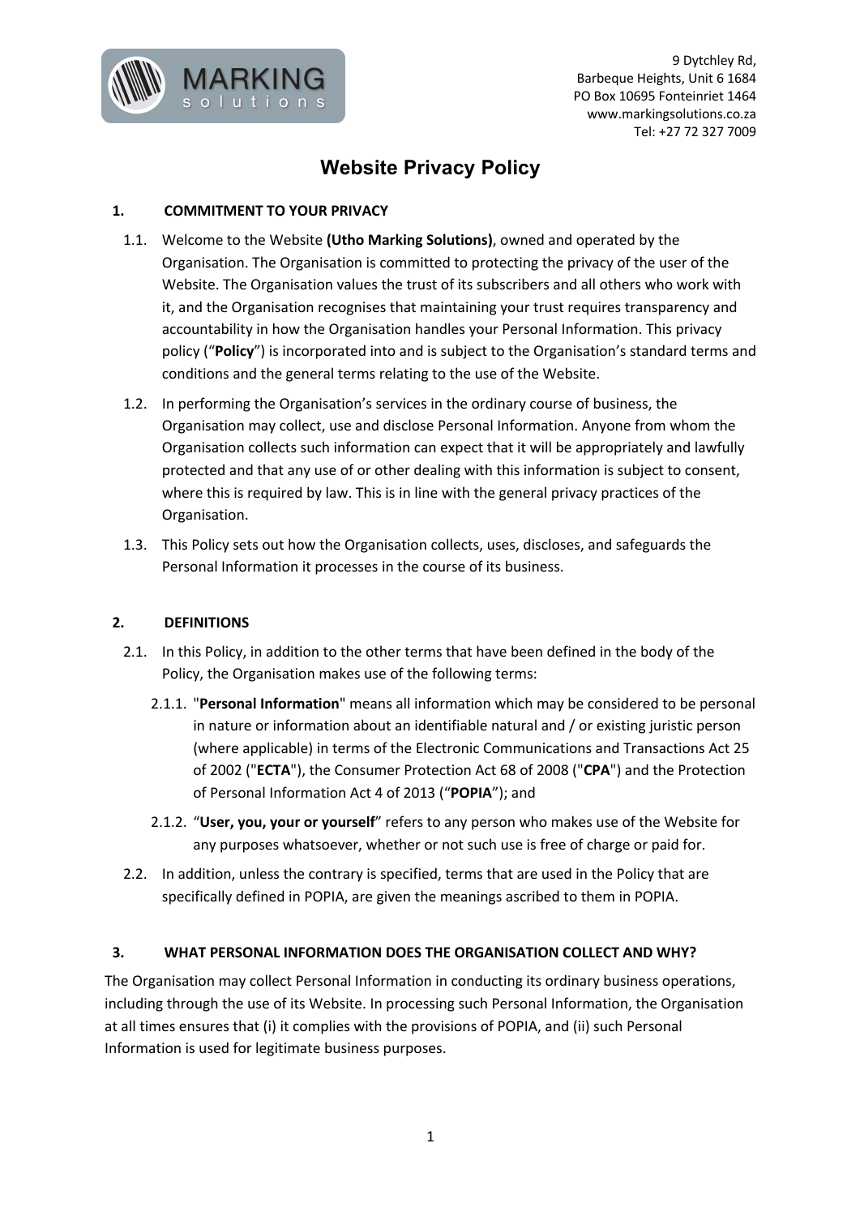9 Dytchley Rd,
Barbeque Heights, Unit 6 1684
PO Box 10695 Fonteinriet 1464
www.markingsolutions.co.za
Tel: +27 72 327 7009

# Website Privacy Policy

## 1. COMMITMENT TO YOUR PRIVACY

1.1. Welcome to the Website **(Utho Marking Solutions)**, owned and operated by the Organisation. The Organisation is committed to protecting the privacy of the user of the Website. The Organisation values the trust of its subscribers and all others who work with it, and the Organisation recognises that maintaining your trust requires transparency and accountability in how the Organisation handles your Personal Information. This privacy policy ("**Policy**") is incorporated into and is subject to the Organisation's standard terms and conditions and the general terms relating to the use of the Website.

1.2. In performing the Organisation's services in the ordinary course of business, the Organisation may collect, use and disclose Personal Information. Anyone from whom the Organisation collects such information can expect that it will be appropriately and lawfully protected and that any use of or other dealing with this information is subject to consent, where this is required by law. This is in line with the general privacy practices of the Organisation.

1.3. This Policy sets out how the Organisation collects, uses, discloses, and safeguards the Personal Information it processes in the course of its business.

## 2. DEFINITIONS

2.1. In this Policy, in addition to the other terms that have been defined in the body of the Policy, the Organisation makes use of the following terms:

2.1.1. "**Personal Information**" means all information which may be considered to be personal in nature or information about an identifiable natural and / or existing juristic person (where applicable) in terms of the Electronic Communications and Transactions Act 25 of 2002 ("**ECTA**"), the Consumer Protection Act 68 of 2008 ("**CPA**") and the Protection of Personal Information Act 4 of 2013 ("**POPIA**"); and

2.1.2. "**User, you, your or yourself**" refers to any person who makes use of the Website for any purposes whatsoever, whether or not such use is free of charge or paid for.

2.2. In addition, unless the contrary is specified, terms that are used in the Policy that are specifically defined in POPIA, are given the meanings ascribed to them in POPIA.

## 3. WHAT PERSONAL INFORMATION DOES THE ORGANISATION COLLECT AND WHY?

The Organisation may collect Personal Information in conducting its ordinary business operations, including through the use of its Website. In processing such Personal Information, the Organisation at all times ensures that (i) it complies with the provisions of POPIA, and (ii) such Personal Information is used for legitimate business purposes.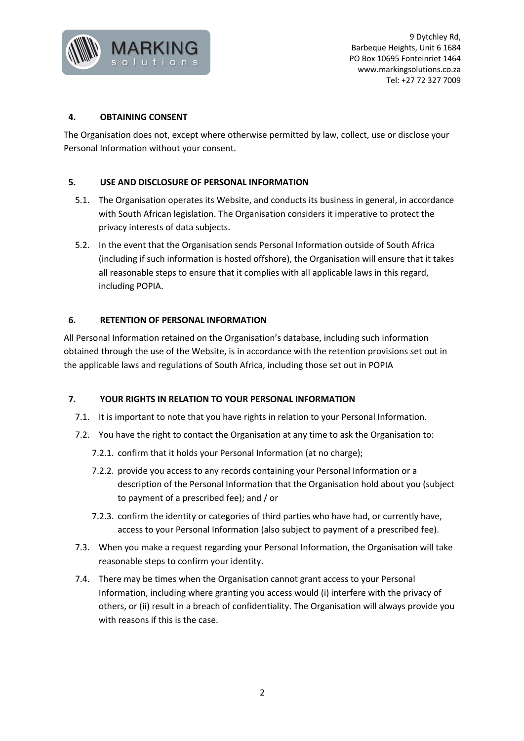## 4. OBTAINING CONSENT

The Organisation does not, except where otherwise permitted by law, collect, use or disclose your Personal Information without your consent.

## 5. USE AND DISCLOSURE OF PERSONAL INFORMATION

5.1. The Organisation operates its Website, and conducts its business in general, in accordance with South African legislation. The Organisation considers it imperative to protect the privacy interests of data subjects.

5.2. In the event that the Organisation sends Personal Information outside of South Africa (including if such information is hosted offshore), the Organisation will ensure that it takes all reasonable steps to ensure that it complies with all applicable laws in this regard, including POPIA.

## 6. RETENTION OF PERSONAL INFORMATION

All Personal Information retained on the Organisation's database, including such information obtained through the use of the Website, is in accordance with the retention provisions set out in the applicable laws and regulations of South Africa, including those set out in POPIA

## 7. YOUR RIGHTS IN RELATION TO YOUR PERSONAL INFORMATION

7.1. It is important to note that you have rights in relation to your Personal Information.

7.2. You have the right to contact the Organisation at any time to ask the Organisation to:

- 7.2.1. confirm that it holds your Personal Information (at no charge);
- 7.2.2. provide you access to any records containing your Personal Information or a description of the Personal Information that the Organisation hold about you (subject to payment of a prescribed fee); and / or
- 7.2.3. confirm the identity or categories of third parties who have had, or currently have, access to your Personal Information (also subject to payment of a prescribed fee).

7.3. When you make a request regarding your Personal Information, the Organisation will take reasonable steps to confirm your identity.

7.4. There may be times when the Organisation cannot grant access to your Personal Information, including where granting you access would (i) interfere with the privacy of others, or (ii) result in a breach of confidentiality. The Organisation will always provide you with reasons if this is the case.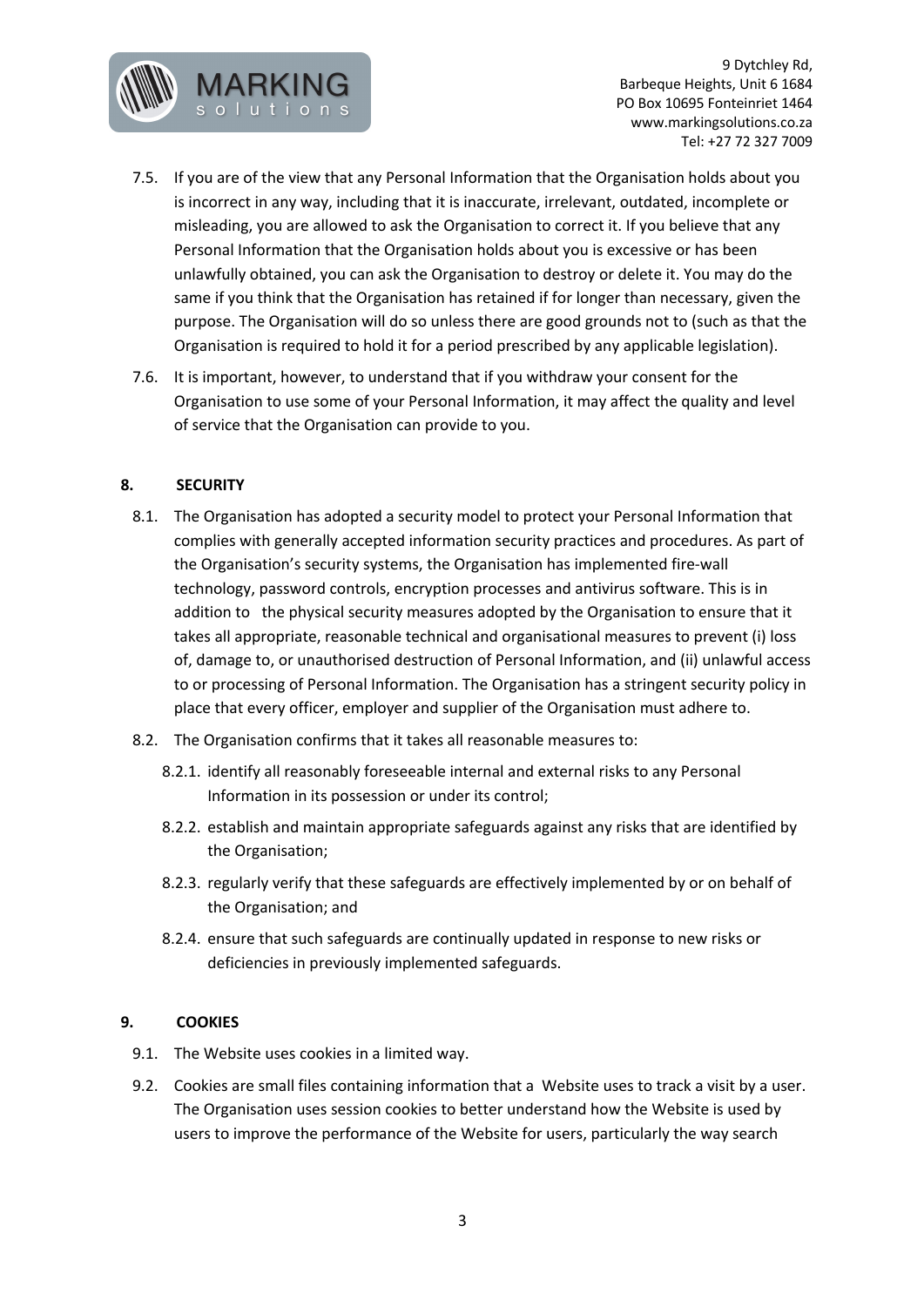7.5. If you are of the view that any Personal Information that the Organisation holds about you is incorrect in any way, including that it is inaccurate, irrelevant, outdated, incomplete or misleading, you are allowed to ask the Organisation to correct it. If you believe that any Personal Information that the Organisation holds about you is excessive or has been unlawfully obtained, you can ask the Organisation to destroy or delete it. You may do the same if you think that the Organisation has retained if for longer than necessary, given the purpose. The Organisation will do so unless there are good grounds not to (such as that the Organisation is required to hold it for a period prescribed by any applicable legislation).

7.6. It is important, however, to understand that if you withdraw your consent for the Organisation to use some of your Personal Information, it may affect the quality and level of service that the Organisation can provide to you.

## 8. SECURITY

8.1. The Organisation has adopted a security model to protect your Personal Information that complies with generally accepted information security practices and procedures. As part of the Organisation's security systems, the Organisation has implemented fire-wall technology, password controls, encryption processes and antivirus software. This is in addition to the physical security measures adopted by the Organisation to ensure that it takes all appropriate, reasonable technical and organisational measures to prevent (i) loss of, damage to, or unauthorised destruction of Personal Information, and (ii) unlawful access to or processing of Personal Information. The Organisation has a stringent security policy in place that every officer, employer and supplier of the Organisation must adhere to.

8.2. The Organisation confirms that it takes all reasonable measures to:

- 8.2.1. identify all reasonably foreseeable internal and external risks to any Personal Information in its possession or under its control;
- 8.2.2. establish and maintain appropriate safeguards against any risks that are identified by the Organisation;
- 8.2.3. regularly verify that these safeguards are effectively implemented by or on behalf of the Organisation; and
- 8.2.4. ensure that such safeguards are continually updated in response to new risks or deficiencies in previously implemented safeguards.

## 9. COOKIES

9.1. The Website uses cookies in a limited way.

9.2. Cookies are small files containing information that a Website uses to track a visit by a user. The Organisation uses session cookies to better understand how the Website is used by users to improve the performance of the Website for users, particularly the way search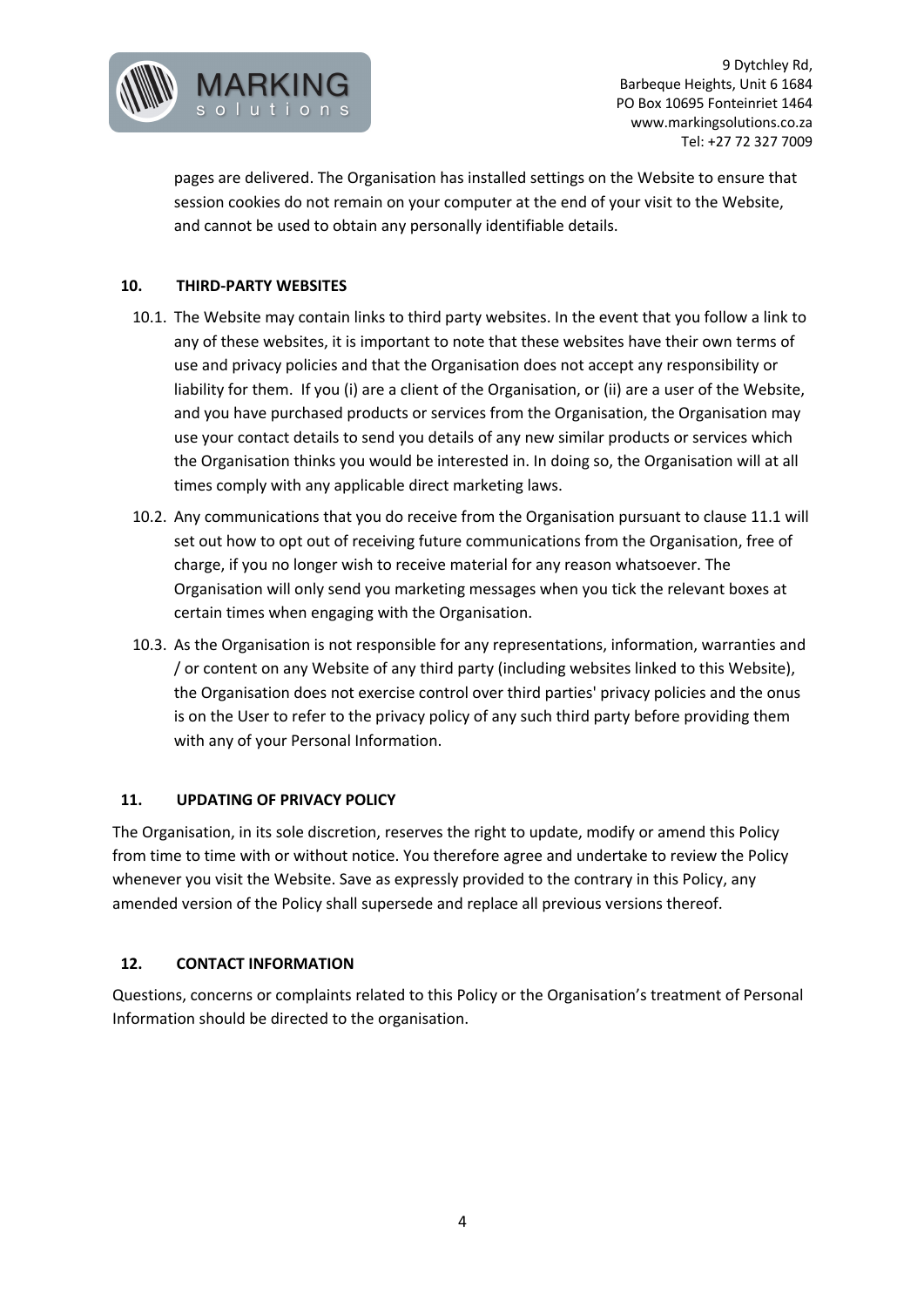pages are delivered. The Organisation has installed settings on the Website to ensure that session cookies do not remain on your computer at the end of your visit to the Website, and cannot be used to obtain any personally identifiable details.

## 10. THIRD-PARTY WEBSITES

10.1. The Website may contain links to third party websites. In the event that you follow a link to any of these websites, it is important to note that these websites have their own terms of use and privacy policies and that the Organisation does not accept any responsibility or liability for them. If you (i) are a client of the Organisation, or (ii) are a user of the Website, and you have purchased products or services from the Organisation, the Organisation may use your contact details to send you details of any new similar products or services which the Organisation thinks you would be interested in. In doing so, the Organisation will at all times comply with any applicable direct marketing laws.

10.2. Any communications that you do receive from the Organisation pursuant to clause 11.1 will set out how to opt out of receiving future communications from the Organisation, free of charge, if you no longer wish to receive material for any reason whatsoever. The Organisation will only send you marketing messages when you tick the relevant boxes at certain times when engaging with the Organisation.

10.3. As the Organisation is not responsible for any representations, information, warranties and / or content on any Website of any third party (including websites linked to this Website), the Organisation does not exercise control over third parties' privacy policies and the onus is on the User to refer to the privacy policy of any such third party before providing them with any of your Personal Information.

## 11. UPDATING OF PRIVACY POLICY

The Organisation, in its sole discretion, reserves the right to update, modify or amend this Policy from time to time with or without notice. You therefore agree and undertake to review the Policy whenever you visit the Website. Save as expressly provided to the contrary in this Policy, any amended version of the Policy shall supersede and replace all previous versions thereof.

## 12. CONTACT INFORMATION

Questions, concerns or complaints related to this Policy or the Organisation's treatment of Personal Information should be directed to the organisation.